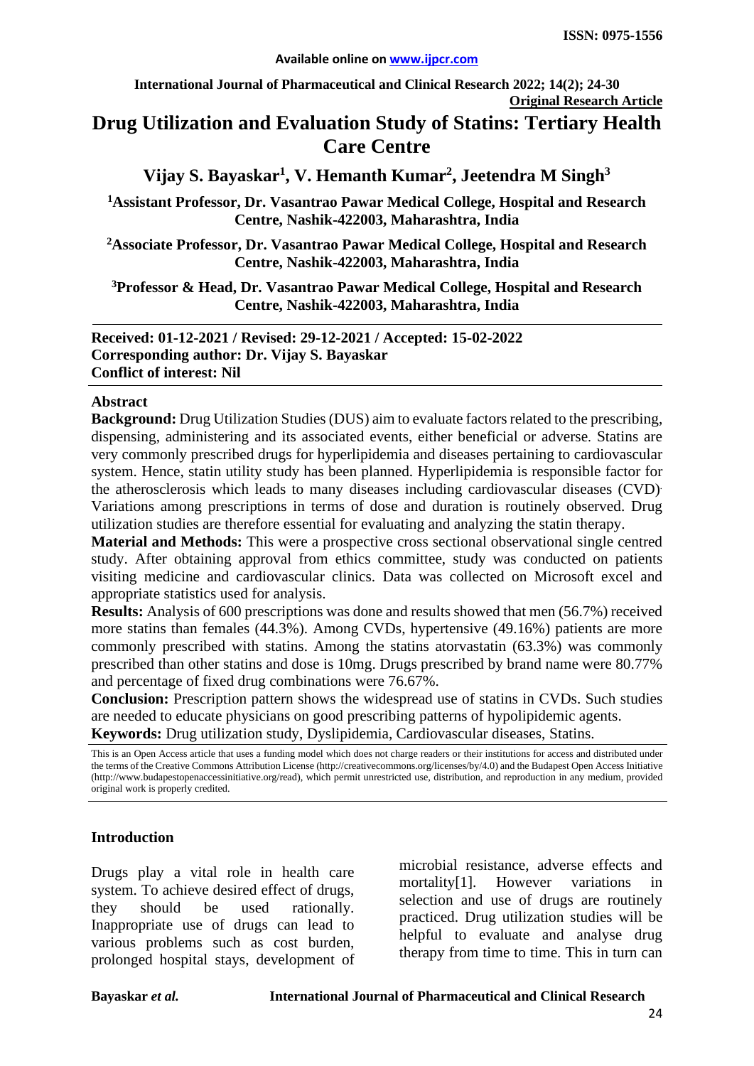**Original Research Article**

# Drug Utilization and Evaluation Study of Statins: Tertiary Health Care Centre

**Vijay S. Bayaskar[1], V. Hemanth Kumar[2], Jeetendra M Singh[3]**

[1]Assistant Professor, Dr. Vasantrao Pawar Medical College, Hospital and Research Centre, Nashik-422003, Maharashtra, India

[2]Associate Professor, Dr. Vasantrao Pawar Medical College, Hospital and Research Centre, Nashik-422003, Maharashtra, India

[3]Professor & Head, Dr. Vasantrao Pawar Medical College, Hospital and Research Centre, Nashik-422003, Maharashtra, India

**Received: 01-12-2021 / Revised: 29-12-2021 / Accepted: 15-02-2022**
**Corresponding author: Dr. Vijay S. Bayaskar**
**Conflict of interest: Nil**

## Abstract

**Background:** Drug Utilization Studies (DUS) aim to evaluate factors related to the prescribing, dispensing, administering and its associated events, either beneficial or adverse. Statins are very commonly prescribed drugs for hyperlipidemia and diseases pertaining to cardiovascular system. Hence, statin utility study has been planned. Hyperlipidemia is responsible factor for the atherosclerosis which leads to many diseases including cardiovascular diseases (CVD). Variations among prescriptions in terms of dose and duration is routinely observed. Drug utilization studies are therefore essential for evaluating and analyzing the statin therapy.

**Material and Methods:** This were a prospective cross sectional observational single centred study. After obtaining approval from ethics committee, study was conducted on patients visiting medicine and cardiovascular clinics. Data was collected on Microsoft excel and appropriate statistics used for analysis.

**Results:** Analysis of 600 prescriptions was done and results showed that men (56.7%) received more statins than females (44.3%). Among CVDs, hypertensive (49.16%) patients are more commonly prescribed with statins. Among the statins atorvastatin (63.3%) was commonly prescribed than other statins and dose is 10mg. Drugs prescribed by brand name were 80.77% and percentage of fixed drug combinations were 76.67%.

**Conclusion:** Prescription pattern shows the widespread use of statins in CVDs. Such studies are needed to educate physicians on good prescribing patterns of hypolipidemic agents.

**Keywords:** Drug utilization study, Dyslipidemia, Cardiovascular diseases, Statins.

This is an Open Access article that uses a funding model which does not charge readers or their institutions for access and distributed under the terms of the Creative Commons Attribution License (http://creativecommons.org/licenses/by/4.0) and the Budapest Open Access Initiative (http://www.budapestopenaccessinitiative.org/read), which permit unrestricted use, distribution, and reproduction in any medium, provided original work is properly credited.

## Introduction

Drugs play a vital role in health care system. To achieve desired effect of drugs, they should be used rationally. Inappropriate use of drugs can lead to various problems such as cost burden, prolonged hospital stays, development of microbial resistance, adverse effects and mortality[1]. However variations in selection and use of drugs are routinely practiced. Drug utilization studies will be helpful to evaluate and analyse drug therapy from time to time. This in turn can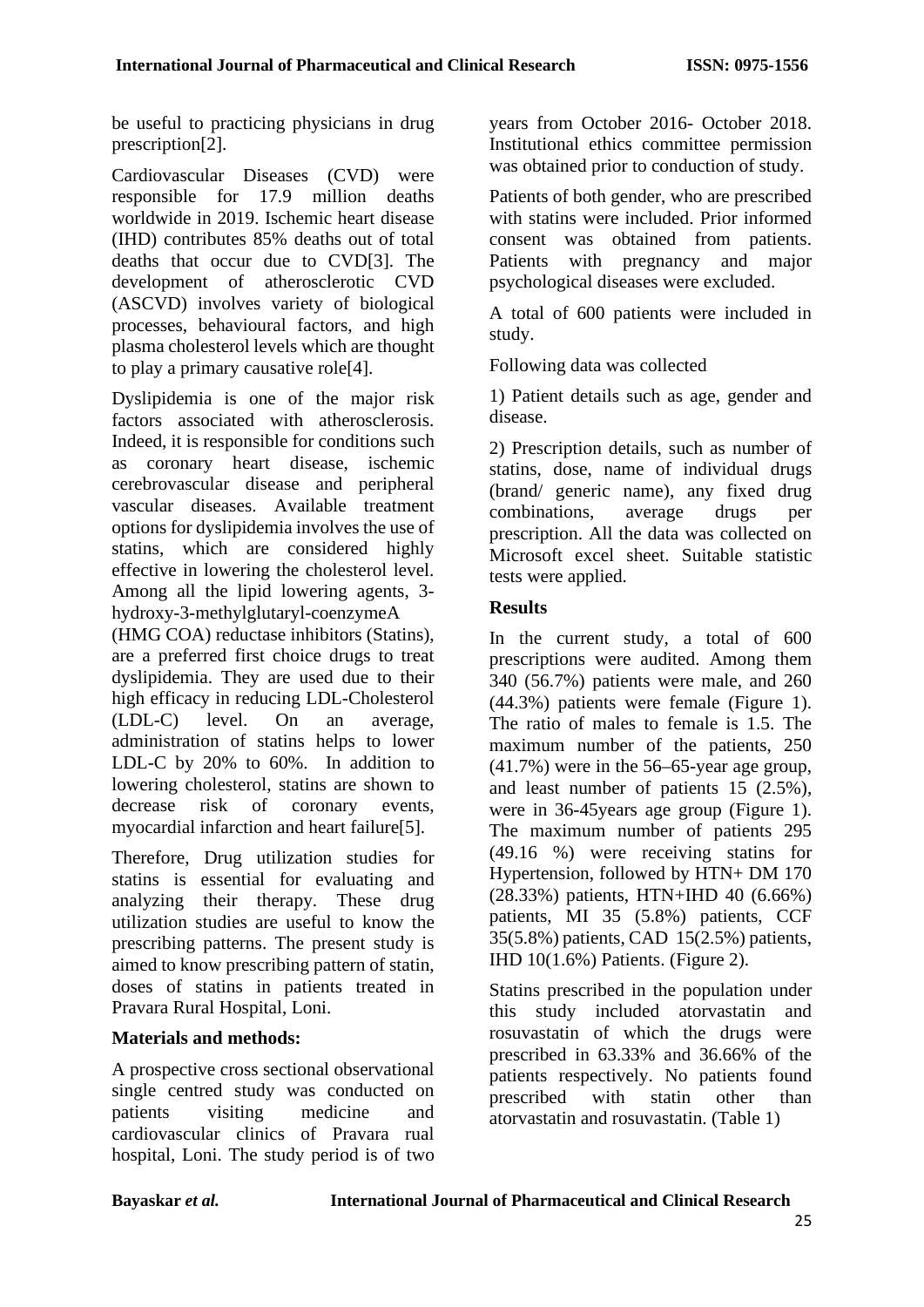be useful to practicing physicians in drug prescription[2].

Cardiovascular Diseases (CVD) were responsible for 17.9 million deaths worldwide in 2019. Ischemic heart disease (IHD) contributes 85% deaths out of total deaths that occur due to CVD[3]. The development of atherosclerotic CVD (ASCVD) involves variety of biological processes, behavioural factors, and high plasma cholesterol levels which are thought to play a primary causative role[4].

Dyslipidemia is one of the major risk factors associated with atherosclerosis. Indeed, it is responsible for conditions such as coronary heart disease, ischemic cerebrovascular disease and peripheral vascular diseases. Available treatment options for dyslipidemia involves the use of statins, which are considered highly effective in lowering the cholesterol level. Among all the lipid lowering agents, 3-hydroxy-3-methylglutaryl-coenzymeA (HMG COA) reductase inhibitors (Statins), are a preferred first choice drugs to treat dyslipidemia. They are used due to their high efficacy in reducing LDL-Cholesterol (LDL-C) level. On an average, administration of statins helps to lower LDL-C by 20% to 60%. In addition to lowering cholesterol, statins are shown to decrease risk of coronary events, myocardial infarction and heart failure[5].

Therefore, Drug utilization studies for statins is essential for evaluating and analyzing their therapy. These drug utilization studies are useful to know the prescribing patterns. The present study is aimed to know prescribing pattern of statin, doses of statins in patients treated in Pravara Rural Hospital, Loni.

## Materials and methods:

A prospective cross sectional observational single centred study was conducted on patients visiting medicine and cardiovascular clinics of Pravara rual hospital, Loni. The study period is of two years from October 2016- October 2018. Institutional ethics committee permission was obtained prior to conduction of study.

Patients of both gender, who are prescribed with statins were included. Prior informed consent was obtained from patients. Patients with pregnancy and major psychological diseases were excluded.

A total of 600 patients were included in study.

Following data was collected

1) Patient details such as age, gender and disease.

2) Prescription details, such as number of statins, dose, name of individual drugs (brand/ generic name), any fixed drug combinations, average drugs per prescription. All the data was collected on Microsoft excel sheet. Suitable statistic tests were applied.

## Results

In the current study, a total of 600 prescriptions were audited. Among them 340 (56.7%) patients were male, and 260 (44.3%) patients were female (Figure 1). The ratio of males to female is 1.5. The maximum number of the patients, 250 (41.7%) were in the 56–65-year age group, and least number of patients 15 (2.5%), were in 36-45years age group (Figure 1). The maximum number of patients 295 (49.16 %) were receiving statins for Hypertension, followed by HTN+ DM 170 (28.33%) patients, HTN+IHD 40 (6.66%) patients, MI 35 (5.8%) patients, CCF 35(5.8%) patients, CAD 15(2.5%) patients, IHD 10(1.6%) Patients. (Figure 2).

Statins prescribed in the population under this study included atorvastatin and rosuvastatin of which the drugs were prescribed in 63.33% and 36.66% of the patients respectively. No patients found prescribed with statin other than atorvastatin and rosuvastatin. (Table 1)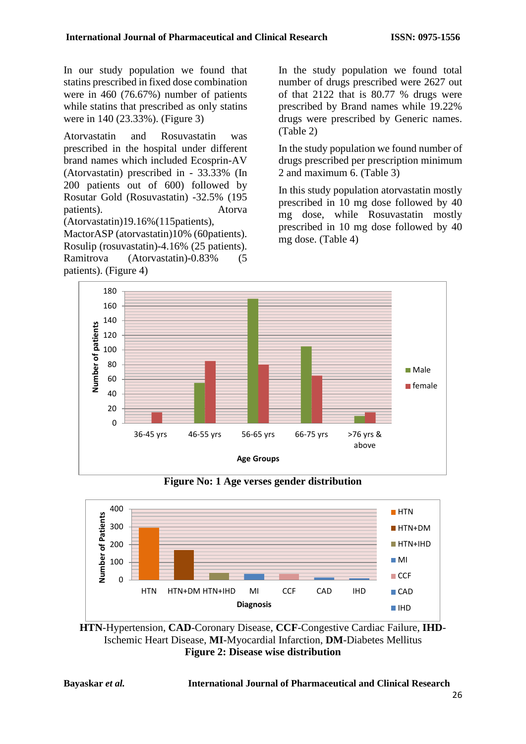In our study population we found that statins prescribed in fixed dose combination were in 460 (76.67%) number of patients while statins that prescribed as only statins were in 140 (23.33%). (Figure 3)

Atorvastatin and Rosuvastatin was prescribed in the hospital under different brand names which included Ecosprin-AV (Atorvastatin) prescribed in - 33.33% (In 200 patients out of 600) followed by Rosutar Gold (Rosuvastatin) -32.5% (195 patients). Atorva (Atorvastatin)19.16%(115patients), MactorASP (atorvastatin)10% (60patients). Rosulip (rosuvastatin)-4.16% (25 patients). Ramitrova (Atorvastatin)-0.83% (5 patients). (Figure 4)

In the study population we found total number of drugs prescribed were 2627 out of that 2122 that is 80.77 % drugs were prescribed by Brand names while 19.22% drugs were prescribed by Generic names. (Table 2)

In the study population we found number of drugs prescribed per prescription minimum 2 and maximum 6. (Table 3)

In this study population atorvastatin mostly prescribed in 10 mg dose followed by 40 mg dose, while Rosuvastatin mostly prescribed in 10 mg dose followed by 40 mg dose. (Table 4)

**Figure No: 1 Age verses gender distribution**

HTN-Hypertension, CAD-Coronary Disease, CCF-Congestive Cardiac Failure, IHD-Ischemic Heart Disease, MI-Myocardial Infarction, DM-Diabetes Mellitus

**Figure 2: Disease wise distribution**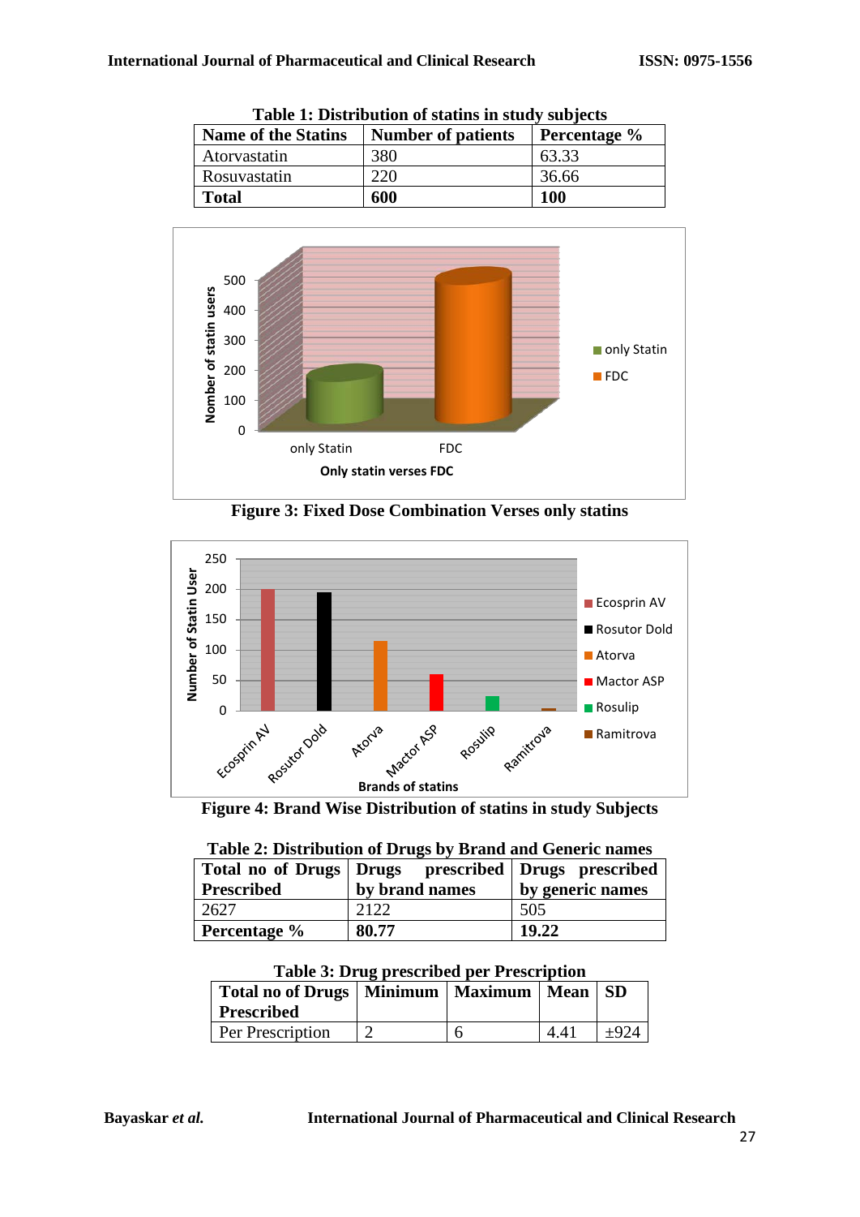**Table 1: Distribution of statins in study subjects**

| Name of the Statins | Number of patients | Percentage % |
|---|---|---|
| Atorvastatin | 380 | 63.33 |
| Rosuvastatin | 220 | 36.66 |
| **Total** | **600** | **100** |

**Figure 3: Fixed Dose Combination Verses only statins**

**Figure 4: Brand Wise Distribution of statins in study Subjects**

**Table 2: Distribution of Drugs by Brand and Generic names**

| Total no of Drugs Prescribed | Drugs prescribed by brand names | Drugs prescribed by generic names |
|---|---|---|
| 2627 | 2122 | 505 |
| **Percentage %** | **80.77** | **19.22** |

**Table 3: Drug prescribed per Prescription**

| Total no of Drugs Prescribed | Minimum | Maximum | Mean | SD |
|---|---|---|---|---|
| Per Prescription | 2 | 6 | 4.41 | ±924 |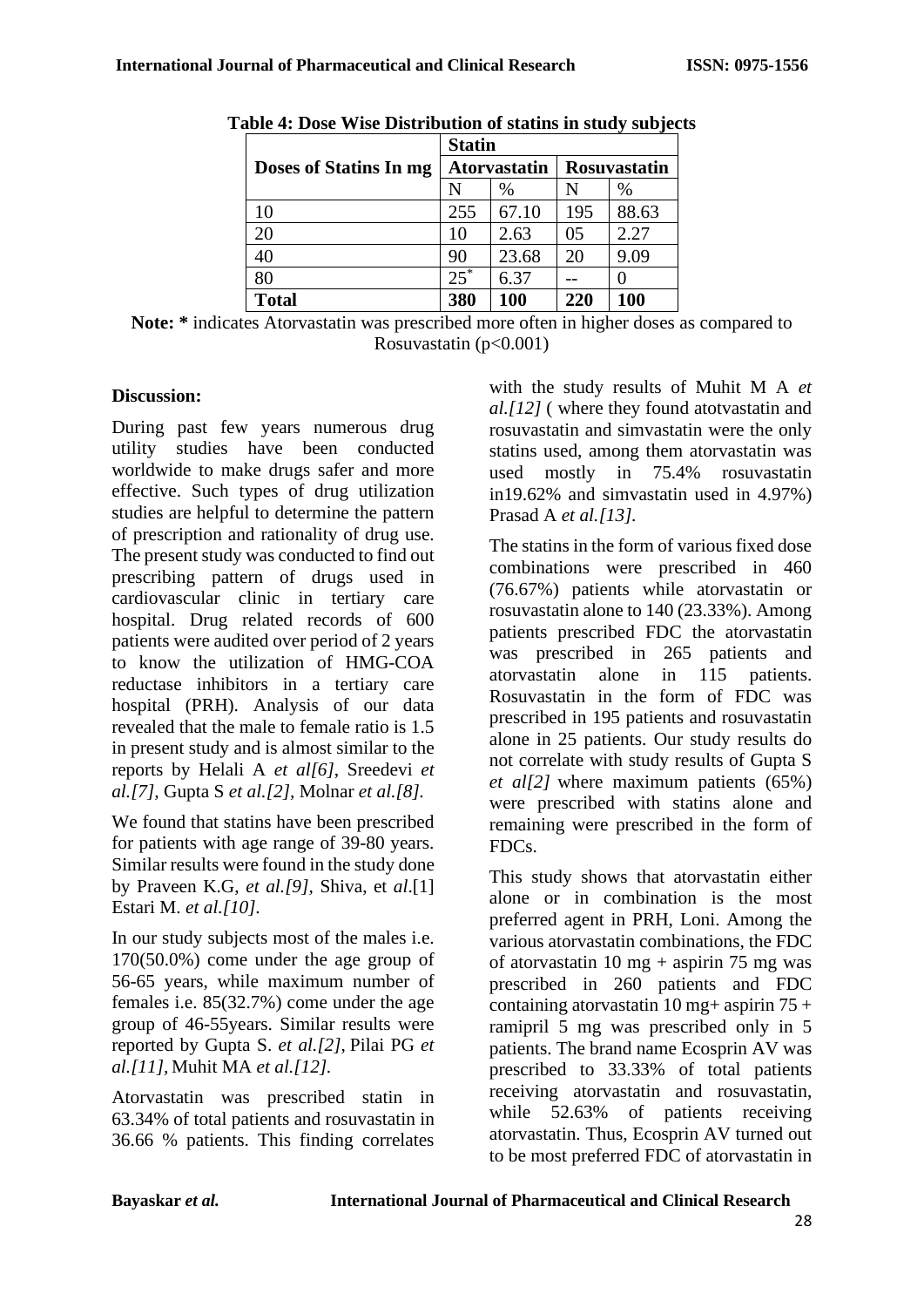**Table 4: Dose Wise Distribution of statins in study subjects**

| Doses of Statins In mg | Statin | | | |
|---|---|---|---|---|
| | Atorvastatin | | Rosuvastatin | |
| | N | % | N | % |
| 10 | 255 | 67.10 | 195 | 88.63 |
| 20 | 10 | 2.63 | 05 | 2.27 |
| 40 | 90 | 23.68 | 20 | 9.09 |
| 80 | 25* | 6.37 | -- | 0 |
| **Total** | **380** | **100** | **220** | **100** |

**Note: *** indicates Atorvastatin was prescribed more often in higher doses as compared to Rosuvastatin ($p<0.001$)

**Discussion:**

During past few years numerous drug utility studies have been conducted worldwide to make drugs safer and more effective. Such types of drug utilization studies are helpful to determine the pattern of prescription and rationality of drug use. The present study was conducted to find out prescribing pattern of drugs used in cardiovascular clinic in tertiary care hospital. Drug related records of 600 patients were audited over period of 2 years to know the utilization of HMG-COA reductase inhibitors in a tertiary care hospital (PRH). Analysis of our data revealed that the male to female ratio is 1.5 in present study and is almost similar to the reports by Helali A *et al[6]*, Sreedevi *et al.[7]*, Gupta S *et al.[2]*, Molnar *et al.[8]*.

We found that statins have been prescribed for patients with age range of 39-80 years. Similar results were found in the study done by Praveen K.G, *et al.[9]*, Shiva, et *al*.[1] Estari M. *et al.[10]*.

In our study subjects most of the males i.e. 170(50.0%) come under the age group of 56-65 years, while maximum number of females i.e. 85(32.7%) come under the age group of 46-55years. Similar results were reported by Gupta S. *et al.[2]*, Pilai PG *et al.[11]*, Muhit MA *et al.[12]*.

Atorvastatin was prescribed statin in 63.34% of total patients and rosuvastatin in 36.66 % patients. This finding correlates with the study results of Muhit M A *et al.[12]* ( where they found atotvastatin and rosuvastatin and simvastatin were the only statins used, among them atorvastatin was used mostly in 75.4% rosuvastatin in19.62% and simvastatin used in 4.97%) Prasad A *et al.[13]*.

The statins in the form of various fixed dose combinations were prescribed in 460 (76.67%) patients while atorvastatin or rosuvastatin alone to 140 (23.33%). Among patients prescribed FDC the atorvastatin was prescribed in 265 patients and atorvastatin alone in 115 patients. Rosuvastatin in the form of FDC was prescribed in 195 patients and rosuvastatin alone in 25 patients. Our study results do not correlate with study results of Gupta S *et al[2]* where maximum patients (65%) were prescribed with statins alone and remaining were prescribed in the form of FDCs.

This study shows that atorvastatin either alone or in combination is the most preferred agent in PRH, Loni. Among the various atorvastatin combinations, the FDC of atorvastatin 10 mg + aspirin 75 mg was prescribed in 260 patients and FDC containing atorvastatin 10 mg+ aspirin 75 + ramipril 5 mg was prescribed only in 5 patients. The brand name Ecosprin AV was prescribed to 33.33% of total patients receiving atorvastatin and rosuvastatin, while 52.63% of patients receiving atorvastatin. Thus, Ecosprin AV turned out to be most preferred FDC of atorvastatin in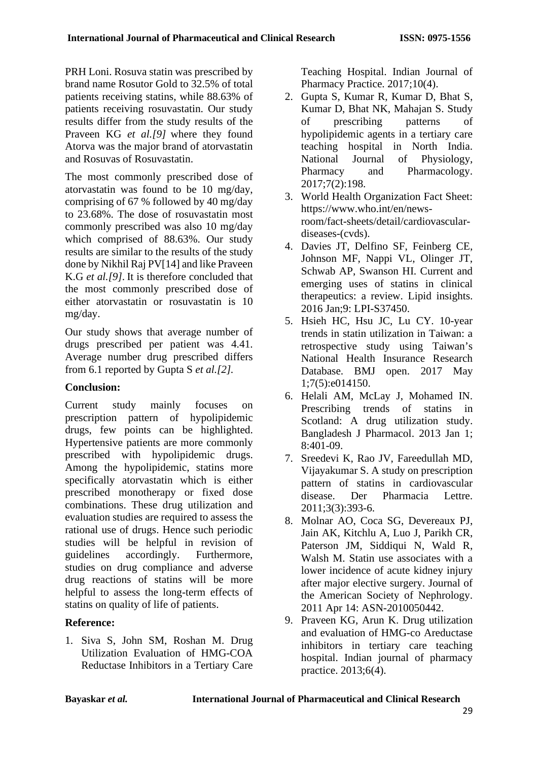PRH Loni. Rosuva statin was prescribed by brand name Rosutor Gold to 32.5% of total patients receiving statins, while 88.63% of patients receiving rosuvastatin. Our study results differ from the study results of the Praveen KG *et al.[9]* where they found Atorva was the major brand of atorvastatin and Rosuvas of Rosuvastatin.

The most commonly prescribed dose of atorvastatin was found to be 10 mg/day, comprising of 67 % followed by 40 mg/day to 23.68%. The dose of rosuvastatin most commonly prescribed was also 10 mg/day which comprised of 88.63%. Our study results are similar to the results of the study done by Nikhil Raj PV[14] and like Praveen K.G *et al.[9]*. It is therefore concluded that the most commonly prescribed dose of either atorvastatin or rosuvastatin is 10 mg/day.

Our study shows that average number of drugs prescribed per patient was 4.41. Average number drug prescribed differs from 6.1 reported by Gupta S *et al.[2]*.

## Conclusion:

Current study mainly focuses on prescription pattern of hypolipidemic drugs, few points can be highlighted. Hypertensive patients are more commonly prescribed with hypolipidemic drugs. Among the hypolipidemic, statins more specifically atorvastatin which is either prescribed monotherapy or fixed dose combinations. These drug utilization and evaluation studies are required to assess the rational use of drugs. Hence such periodic studies will be helpful in revision of guidelines accordingly. Furthermore, studies on drug compliance and adverse drug reactions of statins will be more helpful to assess the long-term effects of statins on quality of life of patients.

## Reference:

1. Siva S, John SM, Roshan M. Drug Utilization Evaluation of HMG-COA Reductase Inhibitors in a Tertiary Care Teaching Hospital. Indian Journal of Pharmacy Practice. 2017;10(4).
2. Gupta S, Kumar R, Kumar D, Bhat S, Kumar D, Bhat NK, Mahajan S. Study of prescribing patterns of hypolipidemic agents in a tertiary care teaching hospital in North India. National Journal of Physiology, Pharmacy and Pharmacology. 2017;7(2):198.
3. World Health Organization Fact Sheet: https://www.who.int/en/news-room/fact-sheets/detail/cardiovascular-diseases-(cvds).
4. Davies JT, Delfino SF, Feinberg CE, Johnson MF, Nappi VL, Olinger JT, Schwab AP, Swanson HI. Current and emerging uses of statins in clinical therapeutics: a review. Lipid insights. 2016 Jan;9: LPI-S37450.
5. Hsieh HC, Hsu JC, Lu CY. 10-year trends in statin utilization in Taiwan: a retrospective study using Taiwan's National Health Insurance Research Database. BMJ open. 2017 May 1;7(5):e014150.
6. Helali AM, McLay J, Mohamed IN. Prescribing trends of statins in Scotland: A drug utilization study. Bangladesh J Pharmacol. 2013 Jan 1; 8:401-09.
7. Sreedevi K, Rao JV, Fareedullah MD, Vijayakumar S. A study on prescription pattern of statins in cardiovascular disease. Der Pharmacia Lettre. 2011;3(3):393-6.
8. Molnar AO, Coca SG, Devereaux PJ, Jain AK, Kitchlu A, Luo J, Parikh CR, Paterson JM, Siddiqui N, Wald R, Walsh M. Statin use associates with a lower incidence of acute kidney injury after major elective surgery. Journal of the American Society of Nephrology. 2011 Apr 14: ASN-2010050442.
9. Praveen KG, Arun K. Drug utilization and evaluation of HMG-co Areductase inhibitors in tertiary care teaching hospital. Indian journal of pharmacy practice. 2013;6(4).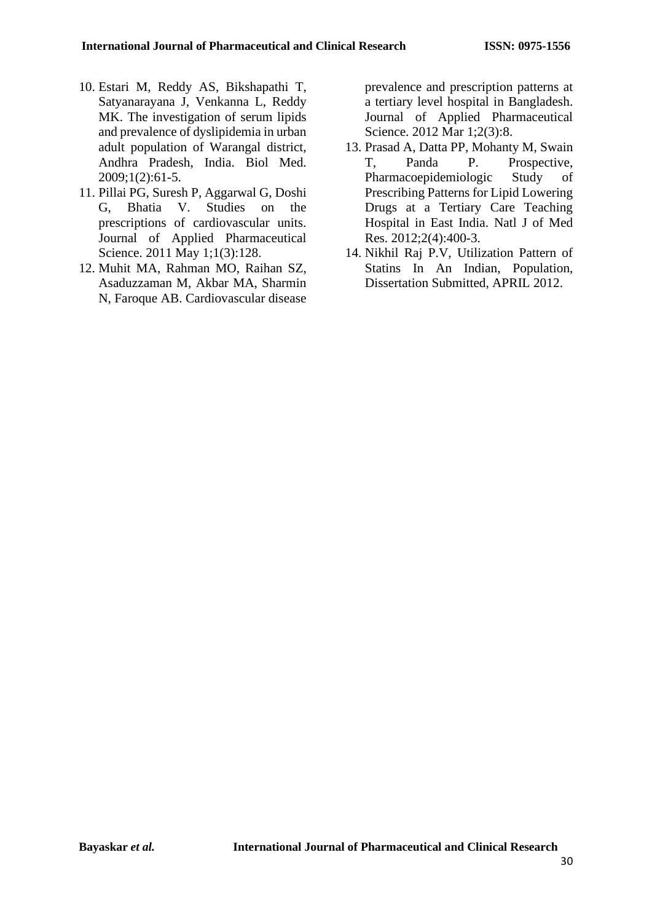10. Estari M, Reddy AS, Bikshapathi T, Satyanarayana J, Venkanna L, Reddy MK. The investigation of serum lipids and prevalence of dyslipidemia in urban adult population of Warangal district, Andhra Pradesh, India. Biol Med. 2009;1(2):61-5.
11. Pillai PG, Suresh P, Aggarwal G, Doshi G, Bhatia V. Studies on the prescriptions of cardiovascular units. Journal of Applied Pharmaceutical Science. 2011 May 1;1(3):128.
12. Muhit MA, Rahman MO, Raihan SZ, Asaduzzaman M, Akbar MA, Sharmin N, Faroque AB. Cardiovascular disease prevalence and prescription patterns at a tertiary level hospital in Bangladesh. Journal of Applied Pharmaceutical Science. 2012 Mar 1;2(3):8.
13. Prasad A, Datta PP, Mohanty M, Swain T, Panda P. Prospective, Pharmacoepidemiologic Study of Prescribing Patterns for Lipid Lowering Drugs at a Tertiary Care Teaching Hospital in East India. Natl J of Med Res. 2012;2(4):400-3.
14. Nikhil Raj P.V, Utilization Pattern of Statins In An Indian, Population, Dissertation Submitted, APRIL 2012.